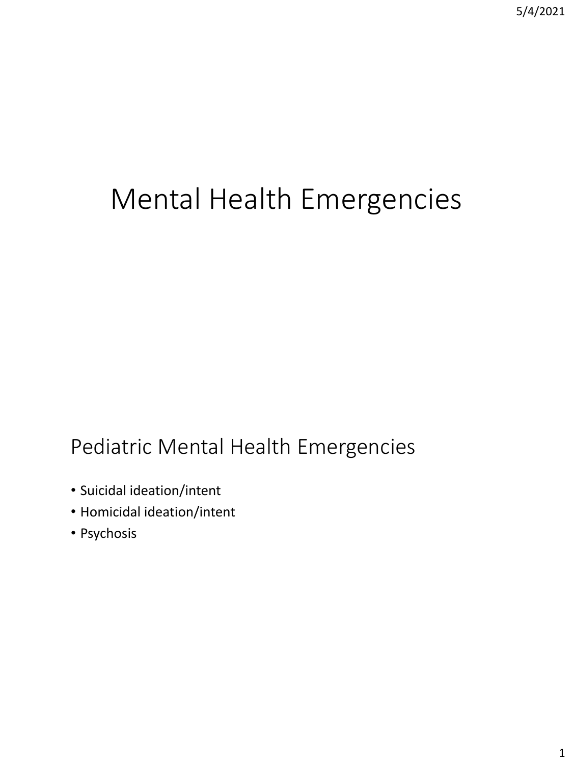# Mental Health Emergencies

## Pediatric Mental Health Emergencies

- Suicidal ideation/intent
- Homicidal ideation/intent
- Psychosis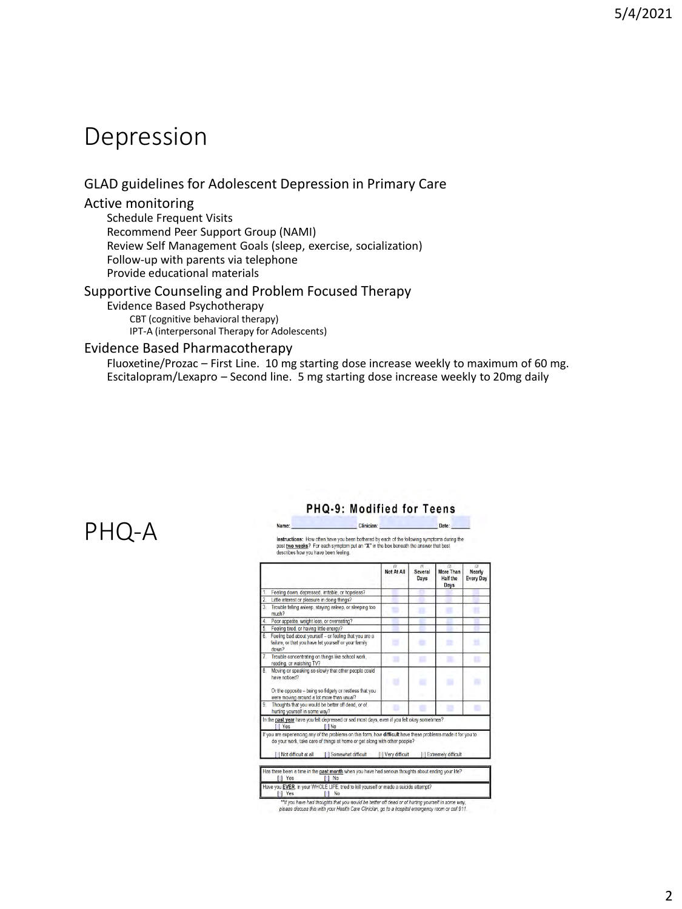# Depression

GLAD guidelines for Adolescent Depression in Primary Care

Active monitoring

- Schedule Frequent Visits
- Recommend Peer Support Group (NAMI)
- Review Self Management Goals (sleep, exercise, socialization)
- Follow-up with parents via telephone
- Provide educational materials

Supportive Counseling and Problem Focused Therapy

- Evidence Based Psychotherapy
  - CBT (cognitive behavioral therapy)
  - IPT-A (interpersonal Therapy for Adolescents)

Evidence Based Pharmacotherapy

- Fluoxetine/Prozac – First Line. 10 mg starting dose increase weekly to maximum of 60 mg.
- Escitalopram/Lexapro – Second line. 5 mg starting dose increase weekly to 20mg daily

# PHQ-A

## PHQ-9: Modified for Teens

Name: ______________ Clinician: ______________ Date: ______

**Instructions:** How often have you been bothered by each of the following symptoms during the past **two weeks**? For each symptom put an "**X**" in the box beneath the answer that best describes how you have been feeling.

| | (0) Not At All | (1) Several Days | (2) More Than Half the Days | (3) Nearly Every Day |
|---|---|---|---|---|
| 1. Feeling down, depressed, irritable, or hopeless? | | | | |
| 2. Little interest or pleasure in doing things? | | | | |
| 3. Trouble falling asleep, staying asleep, or sleeping too much? | | | | |
| 4. Poor appetite, weight loss, or overeating? | | | | |
| 5. Feeling tired, or having little energy? | | | | |
| 6. Feeling bad about yourself – or feeling that you are a failure, or that you have let yourself or your family down? | | | | |
| 7. Trouble concentrating on things like school work, reading, or watching TV? | | | | |
| 8. Moving or speaking so slowly that other people could have noticed? Or the opposite – being so fidgety or restless that you were moving around a lot more than usual? | | | | |
| 9. Thoughts that you would be better off dead, or of hurting yourself in some way? | | | | |

In the **past year** have you felt depressed or sad most days, even if you felt okay sometimes?
[ ] Yes [ ] No

If you are experiencing any of the problems on this form, how **difficult** have these problems made it for you to do your work, take care of things at home or get along with other people?
[ ] Not difficult at all [ ] Somewhat difficult [ ] Very difficult [ ] Extremely difficult

Has there been a time in the **past month** when you have had serious thoughts about ending your life?
[ ] Yes [ ] No

Have you **EVER**, in your WHOLE LIFE, tried to kill yourself or made a suicide attempt?
[ ] Yes [ ] No

*\*\*If you have had thoughts that you would be better off dead or of hurting yourself in some way, please discuss this with your Health Care Clinician, go to a hospital emergency room or call 911.*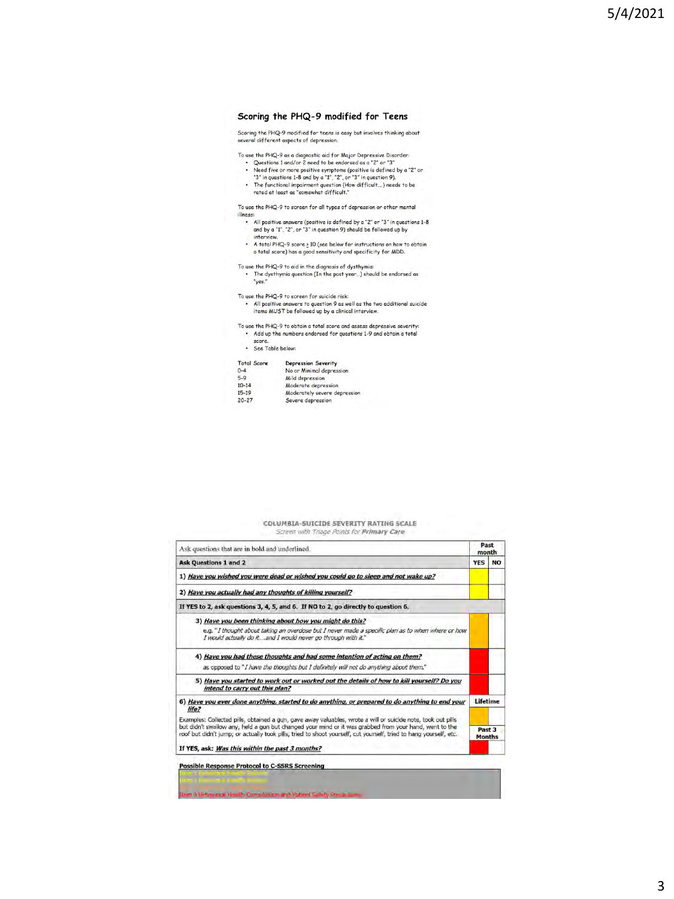## Scoring the PHQ-9 modified for Teens

Scoring the PHQ-9 modified for teens is easy but involves thinking about several different aspects of depression.

To use the PHQ-9 as a diagnostic aid for Major Depressive Disorder:

- Questions 1 and/or 2 need to be endorsed as a "2" or "3"
- Need five or more positive symptoms (positive is defined by a "2" or "3" in questions 1-8 and by a "1", "2", or "3" in question 9).
- The functional impairment question (How difficult....) needs to be rated at least as "somewhat difficult."

To use the PHQ-9 to screen for all types of depression or other mental illness:

- All positive answers (positive is defined by a "2" or "3" in questions 1-8 and by a "1", "2", or "3" in question 9) should be followed up by interview.
- A total PHQ-9 score ≥ 10 (see below for instructions on how to obtain a total score) has a good sensitivity and specificity for MDD.

To use the PHQ-9 to aid in the diagnosis of dysthymia:

- The dysthymia question (In the past year...) should be endorsed as "yes."

To use the PHQ-9 to screen for suicide risk:

- All positive answers to question 9 as well as the two additional suicide items MUST be followed up by a clinical interview.

To use the PHQ-9 to obtain a total score and assess depressive severity:

- Add up the numbers endorsed for questions 1-9 and obtain a total score.
- See Table below:

| Total Score | Depression Severity |
|---|---|
| 0-4 | No or Minimal depression |
| 5-9 | Mild depression |
| 10-14 | Moderate depression |
| 15-19 | Moderately severe depression |
| 20-27 | Severe depression |

### COLUMBIA-SUICIDE SEVERITY RATING SCALE

*Screen with Triage Points for **Primary Care***

| Ask questions that are in bold and underlined. | Past month | |
|---|---|---|
| **Ask Questions 1 and 2** | **YES** | **NO** |
| **1) *Have you wished you were dead or wished you could go to sleep and not wake up?*** | | |
| **2) *Have you actually had any thoughts of killing yourself?*** | | |
| **If YES to 2, ask questions 3, 4, 5, and 6. If NO to 2, go directly to question 6.** | | |
| **3) *Have you been thinking about how you might do this?*** e.g. "*I thought about taking an overdose but I never made a specific plan as to when where or how I would actually do it....and I would never go through with it.*" | | |
| **4) *Have you had these thoughts and had some intention of acting on them?*** as opposed to "*I have the thoughts but I definitely will not do anything about them.*" | | |
| **5) *Have you started to work out or worked out the details of how to kill yourself? Do you intend to carry out this plan?*** | | |
| **6) *Have you ever done anything, started to do anything, or prepared to do anything to end your life?*** | **Lifetime** | |
| Examples: Collected pills, obtained a gun, gave away valuables, wrote a will or suicide note, took out pills but didn't swallow any, held a gun but changed your mind or it was grabbed from your hand, went to the roof but didn't jump; or actually took pills, tried to shoot yourself, cut yourself, tried to hang yourself, etc. | **Past 3 Months** | |
| **If YES, ask: *Was this within the past 3 months?*** | | |

**Possible Response Protocol to C-SSRS Screening**

Item 4 Behavioral Health Consultation and Patient Safety Precautions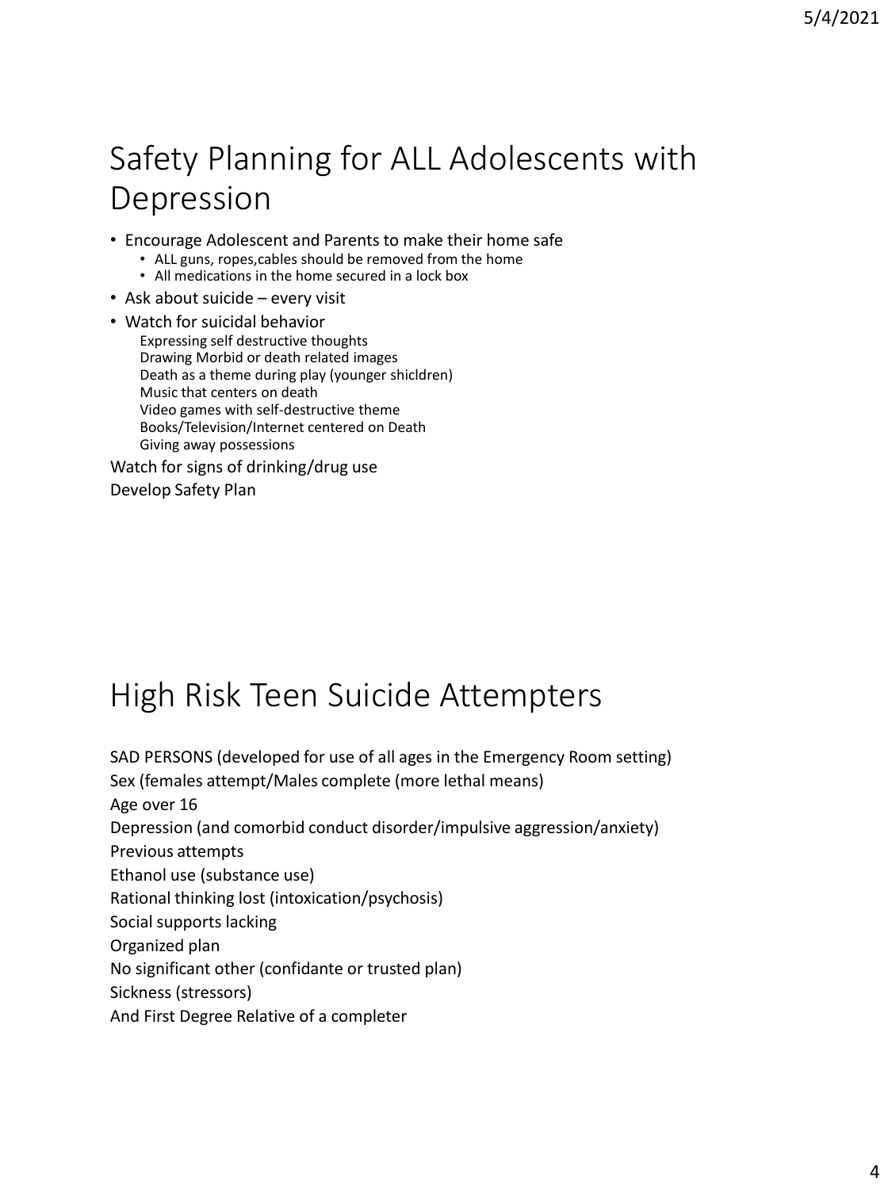## Safety Planning for ALL Adolescents with Depression

- Encourage Adolescent and Parents to make their home safe
  - ALL guns, ropes,cables should be removed from the home
  - All medications in the home secured in a lock box
- Ask about suicide – every visit
- Watch for suicidal behavior

  Expressing self destructive thoughts
  Drawing Morbid or death related images
  Death as a theme during play (younger shicldren)
  Music that centers on death
  Video games with self-destructive theme
  Books/Television/Internet centered on Death
  Giving away possessions

Watch for signs of drinking/drug use
Develop Safety Plan

## High Risk Teen Suicide Attempters

SAD PERSONS (developed for use of all ages in the Emergency Room setting)
Sex (females attempt/Males complete (more lethal means)
Age over 16
Depression (and comorbid conduct disorder/impulsive aggression/anxiety)
Previous attempts
Ethanol use (substance use)
Rational thinking lost (intoxication/psychosis)
Social supports lacking
Organized plan
No significant other (confidante or trusted plan)
Sickness (stressors)
And First Degree Relative of a completer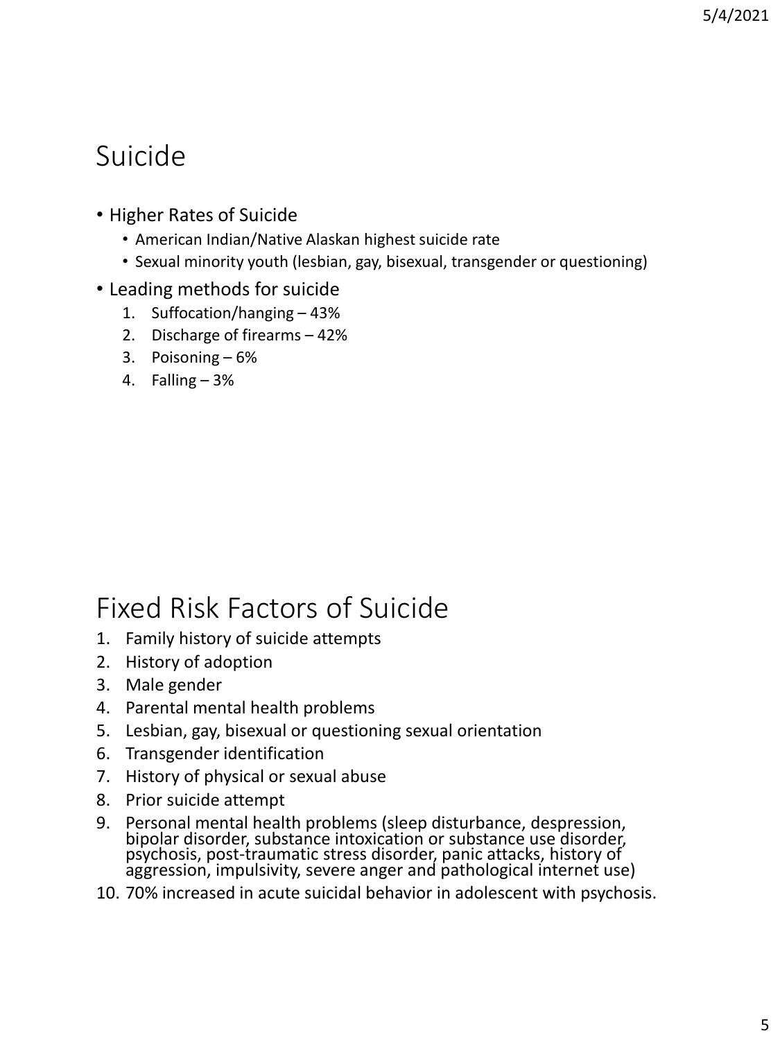## Suicide

- Higher Rates of Suicide
  - American Indian/Native Alaskan highest suicide rate
  - Sexual minority youth (lesbian, gay, bisexual, transgender or questioning)
- Leading methods for suicide
  1. Suffocation/hanging – 43%
  2. Discharge of firearms – 42%
  3. Poisoning – 6%
  4. Falling – 3%

## Fixed Risk Factors of Suicide

1. Family history of suicide attempts
2. History of adoption
3. Male gender
4. Parental mental health problems
5. Lesbian, gay, bisexual or questioning sexual orientation
6. Transgender identification
7. History of physical or sexual abuse
8. Prior suicide attempt
9. Personal mental health problems (sleep disturbance, despression, bipolar disorder, substance intoxication or substance use disorder, psychosis, post-traumatic stress disorder, panic attacks, history of aggression, impulsivity, severe anger and pathological internet use)
10. 70% increased in acute suicidal behavior in adolescent with psychosis.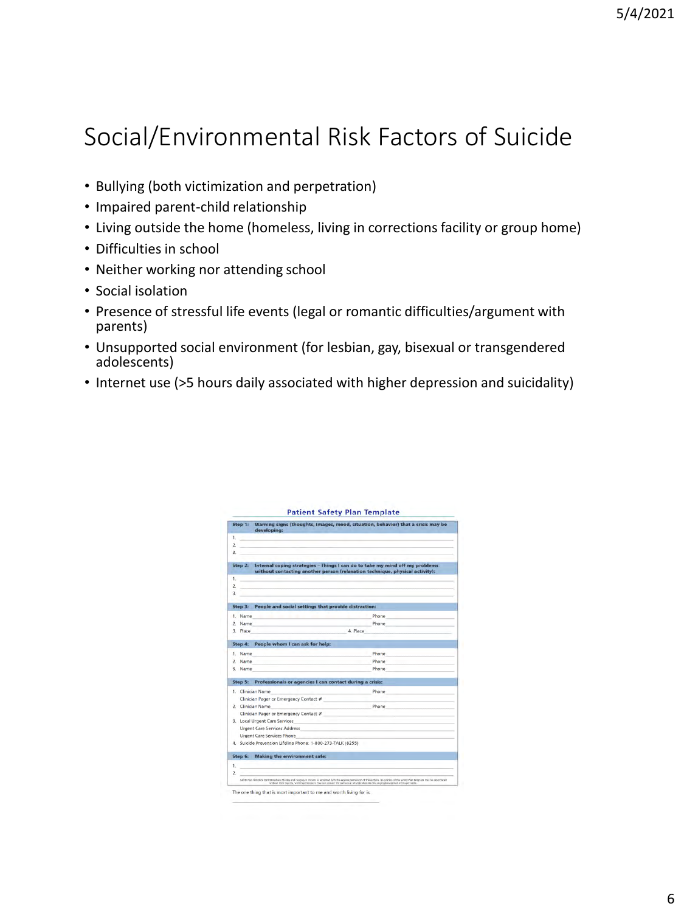# Social/Environmental Risk Factors of Suicide

- Bullying (both victimization and perpetration)
- Impaired parent-child relationship
- Living outside the home (homeless, living in corrections facility or group home)
- Difficulties in school
- Neither working nor attending school
- Social isolation
- Presence of stressful life events (legal or romantic difficulties/argument with parents)
- Unsupported social environment (for lesbian, gay, bisexual or transgendered adolescents)
- Internet use (>5 hours daily associated with higher depression and suicidality)

**Patient Safety Plan Template**

**Step 1: Warning signs (thoughts, images, mood, situation, behavior) that a crisis may be developing:**

1. ____________________
2. ____________________
3. ____________________

**Step 2: Internal coping strategies – Things I can do to take my mind off my problems without contacting another person (relaxation technique, physical activity):**

1. ____________________
2. ____________________
3. ____________________

**Step 3: People and social settings that provide distraction:**

1. Name ____________________ Phone ____________________
2. Name ____________________ Phone ____________________
3. Place ____________________ 4. Place ____________________

**Step 4: People whom I can ask for help:**

1. Name ____________________ Phone ____________________
2. Name ____________________ Phone ____________________
3. Name ____________________ Phone ____________________

**Step 5: Professionals or agencies I can contact during a crisis:**

1. Clinician Name ____________________ Phone ____________________
   Clinician Pager or Emergency Contact # ____________________
2. Clinician Name ____________________ Phone ____________________
   Clinician Pager or Emergency Contact # ____________________
3. Local Urgent Care Services ____________________
   Urgent Care Services Address ____________________
   Urgent Care Services Phone ____________________
4. Suicide Prevention Lifeline Phone: 1-800-273-TALK (8255)

**Step 6: Making the environment safe:**

1. ____________________
2. ____________________

Safety Plan Template ©2008 Barbara Stanley and Gregory K. Brown, is reprinted with the express permission of the authors. No portion of the Safety Plan Template may be reproduced without their express, written permission. You can contact the authors at bhs2@columbia.edu or gregbrow@mail.med.upenn.edu.

The one thing that is most important to me and worth living for is:

____________________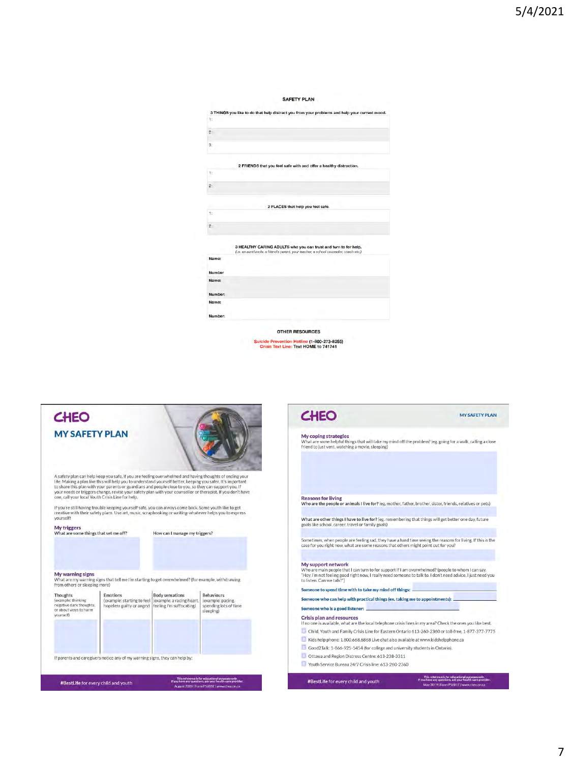# SAFETY PLAN

3 THINGS you like to do that help distract you from your problems and help your current mood.

1:

2:

3:

2 FRIENDS that you feel safe with and offer a healthy distraction.

1:

2:

2 PLACES that help you feel safe.

1:

2:

3 HEALTHY CARING ADULTS who you can trust and turn to for help.
(i.e. an aunt/uncle, a friend's parent, your teacher, a school counselor, coach etc.)

Name:

Number

Name:

Number:

Name:

Number:

OTHER RESOURCES

Suicide Prevention Hotline (1-800-273-8255)
Crisis Text Line: Text HOME to 741741

---

# CHEO

## MY SAFETY PLAN

A safety plan can help keep you safe, if you are feeling overwhelmed and having thoughts of ending your life. Making a plan like this will help you to understand yourself better, keeping you safer. It's important to share this plan with your parents or guardians and people close to you, so they can support you. If your needs or triggers change, revise your safety plan with your counsellor or therapist. If you don't have one, call your local Youth Crisis Line for help.

If you're still having trouble keeping yourself safe, you can always come back. Some youth like to get creative with their safety plans. Use art, music, scrapbooking or writing-whatever helps you to express yourself!

### My triggers

What are some things that set me off?

How can I manage my triggers?

### My warning signs

What are my warning signs that tell me I'm starting to get overwhelmed? (for example, withdrawing from others or sleeping more)

| Thoughts (example: thinking negative dark thoughts, or about ways to harm yourself) | Emotions (example: starting to feel hopeless guilty or angry) | Body sensations (example: a racing heart, feeling I'm suffocating) | Behaviours (example: pacing, spending lots of time sleeping) |
|---|---|---|---|
| | | | |

If parents and caregivers notice any of my warning signs, they can help by:

#BestLife for every child and youth

This reference is for educational purposes only. If you have any questions, ask your health-care provider. August 2019 | Form P5681E | www.cheo.on.ca

---

# CHEO

MY SAFETY PLAN

### My coping strategies

What are some helpful things that will take my mind off the problem? (eg. going for a walk, calling a close friend to just vent, watching a movie, sleeping)

### Reasons for living

Who are the people or animals I live for? (eg. mother, father, brother, sister, friends, relatives or pets)

What are other things I have to live for? (eg. remembering that things will get better one day, future goals like school, career, travel or family goals)

Sometimes, when people are feeling sad, they have a hard time seeing the reasons for living. If this is the case for you right now, what are some reasons that others might point out for you?

### My support network

Who are main people that I can turn to for support if I am overwhelmed? (people to whom I can say, "Hey, I'm not feeling good right now, I really need someone to talk to. I don't need advice, I just need you to listen. Can we talk?")

Someone to spend time with to take my mind off things:

Someone who can help with practical things (ex. taking me to appointments):

Someone who is a good listener:

### Crisis plan and resources

If no one is available, what are the local telephone crisis lines in my area? Check the ones you like best.

- ☐ Child, Youth and Family Crisis Line for Eastern Ontario 613-260-2360 or toll-free, 1-877-377-7775
- ☐ Kids help phone: 1.800.668.6868 Live chat also available at www.kidshelpphone.ca
- ☐ Good2Talk: 1-866-925-5454 (for college and university students in Ontario)
- ☐ Ottawa and Region Distress Centre: 613-238-3311
- ☐ Youth Service Bureau 24/7 Crisis line: 613-260-2360

#BestLife for every child and youth

This reference is for educational purposes only. If you have any questions, ask your health-care provider. May 2019 | Form P5681E | www.cheo.on.ca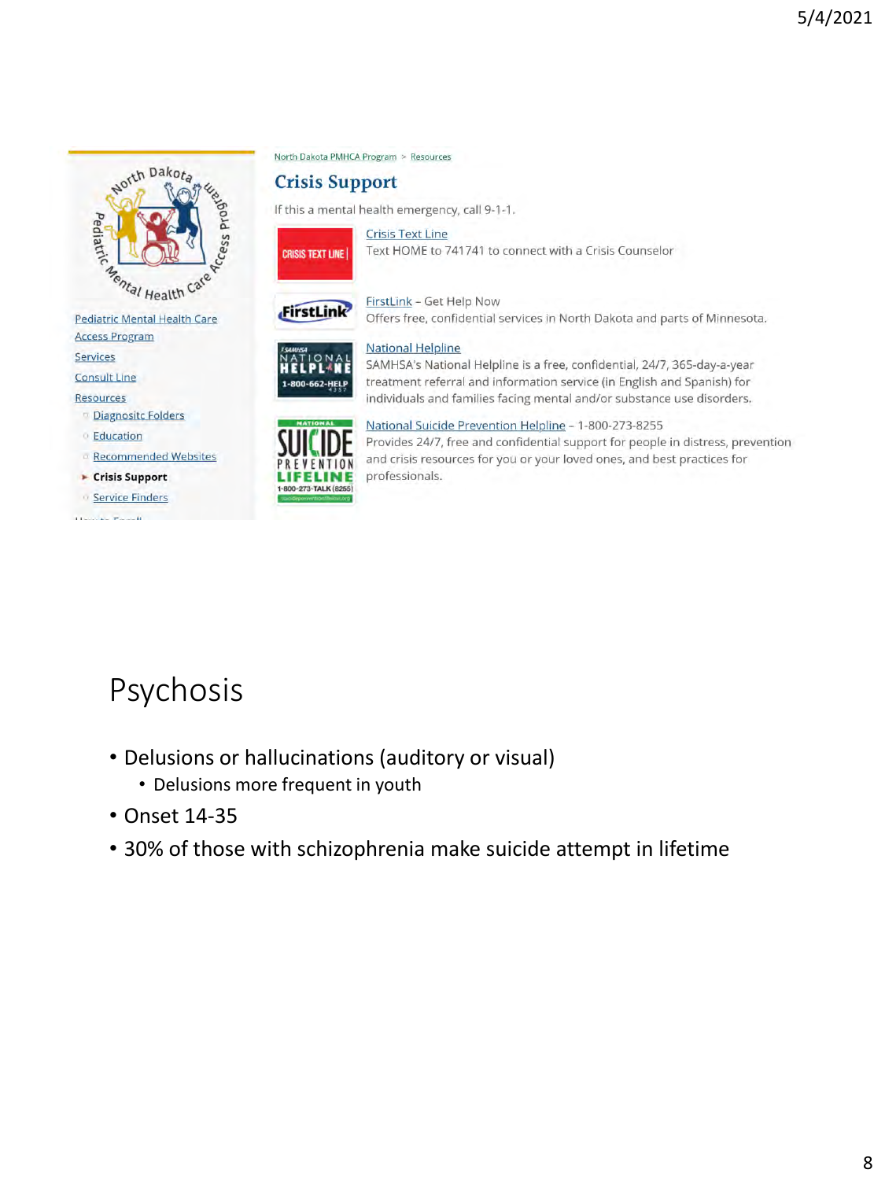North Dakota PMHCA Program > Resources

## Crisis Support

If this a mental health emergency, call 9-1-1.

- Pediatric Mental Health Care Access Program
- Services
- Consult Line
- Resources
  - Diagnositc Folders
  - Education
  - Recommended Websites
  - Crisis Support
  - Service Finders

Crisis Text Line
Text HOME to 741741 to connect with a Crisis Counselor

FirstLink – Get Help Now
Offers free, confidential services in North Dakota and parts of Minnesota.

National Helpline
SAMHSA's National Helpline is a free, confidential, 24/7, 365-day-a-year treatment referral and information service (in English and Spanish) for individuals and families facing mental and/or substance use disorders.

National Suicide Prevention Helpline – 1-800-273-8255
Provides 24/7, free and confidential support for people in distress, prevention and crisis resources for you or your loved ones, and best practices for professionals.

# Psychosis

- Delusions or hallucinations (auditory or visual)
  - Delusions more frequent in youth
- Onset 14-35
- 30% of those with schizophrenia make suicide attempt in lifetime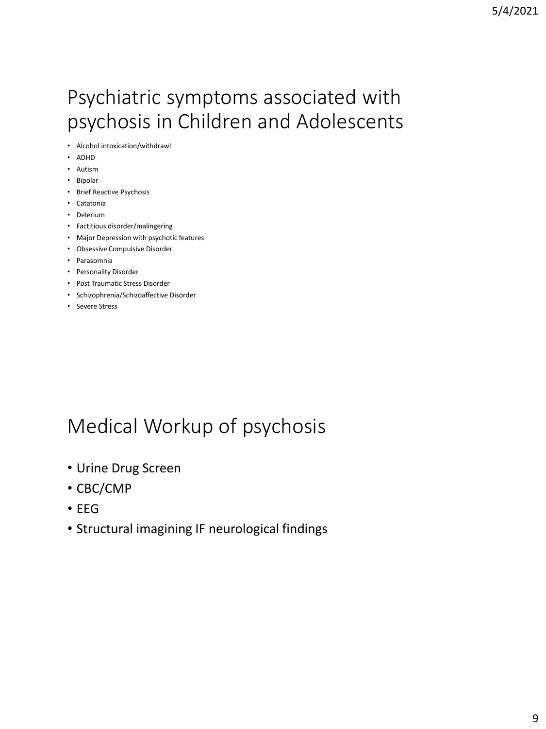# Psychiatric symptoms associated with psychosis in Children and Adolescents

- Alcohol intoxication/withdrawl
- ADHD
- Autism
- Bipolar
- Brief Reactive Psychosis
- Catatonia
- Delerium
- Factitious disorder/malingering
- Major Depression with psychotic features
- Obsessive Compulsive Disorder
- Parasomnia
- Personality Disorder
- Post Traumatic Stress Disorder
- Schizophrenia/Schizoaffective Disorder
- Severe Stress

# Medical Workup of psychosis

- Urine Drug Screen
- CBC/CMP
- EEG
- Structural imagining IF neurological findings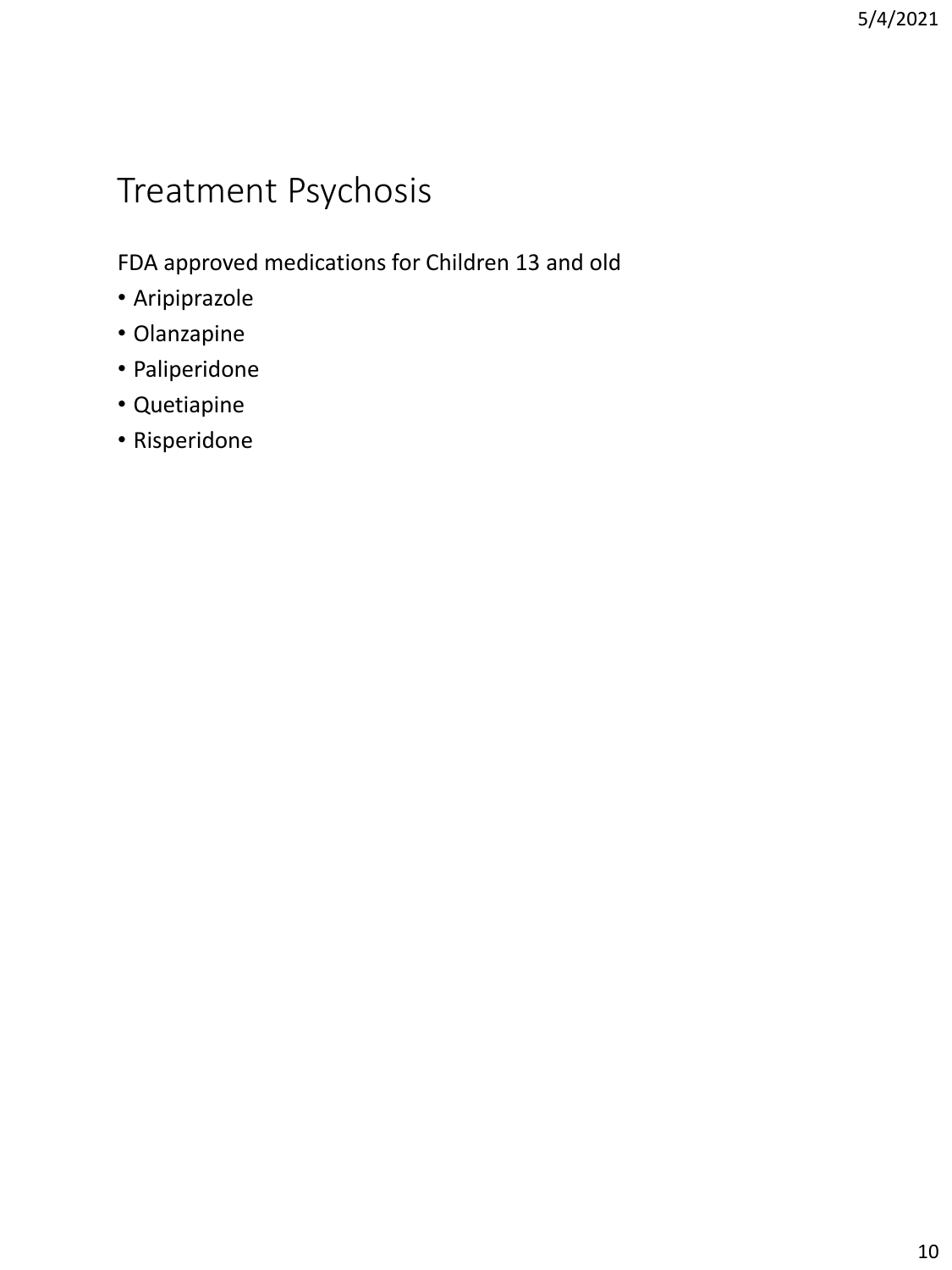# Treatment Psychosis

FDA approved medications for Children 13 and old

- Aripiprazole
- Olanzapine
- Paliperidone
- Quetiapine
- Risperidone